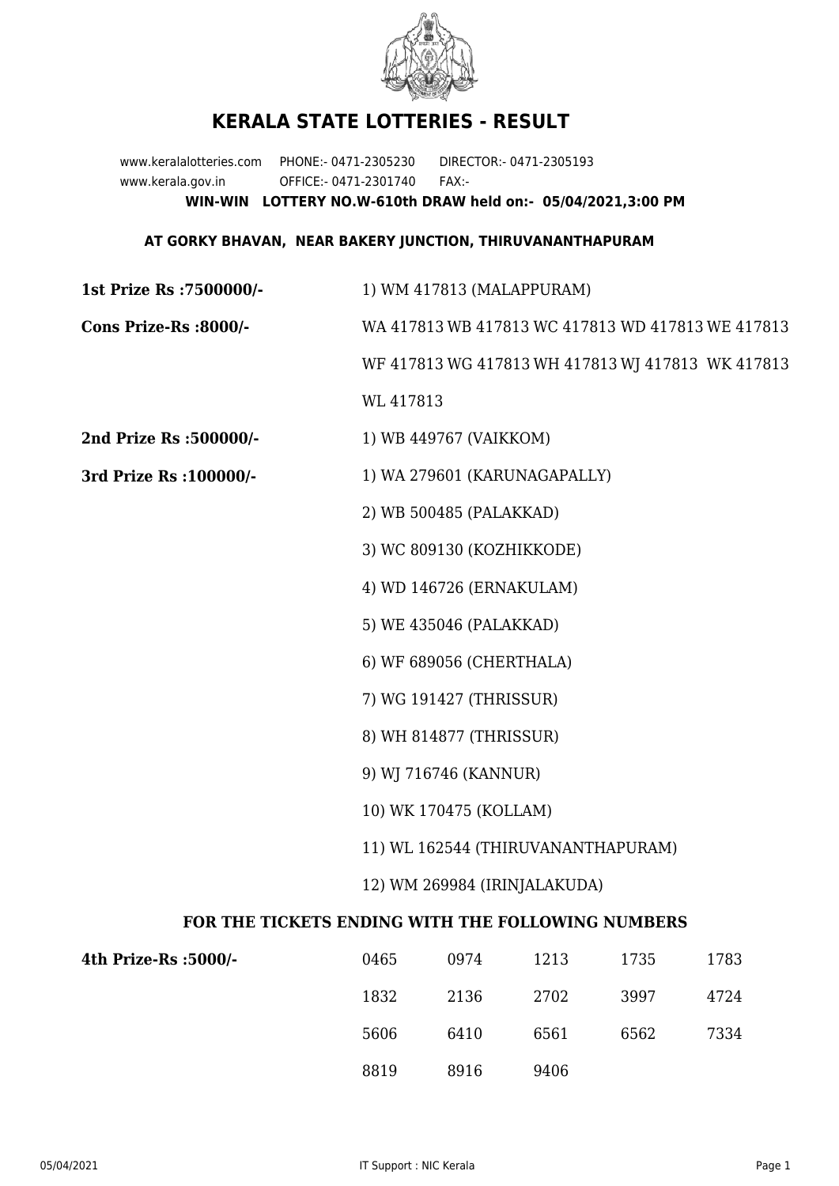# KERALA STATE LOTTERIES - RESULT

www.keralalotteries.com PHONE:- 0471-2305230 DIRECTOR:- 0471-2305193

www.kerala.gov.in OFFICE:- 0471-2301740 FAX:-

**WIN-WIN LOTTERY NO.W-610th DRAW held on:- 05/04/2021,3:00 PM**

**AT GORKY BHAVAN, NEAR BAKERY JUNCTION, THIRUVANANTHAPURAM**

**1st Prize Rs :7500000/-** 1) WM 417813 (MALAPPURAM)

**Cons Prize-Rs :8000/-** WA 417813 WB 417813 WC 417813 WD 417813 WE 417813 WF 417813 WG 417813 WH 417813 WJ 417813 WK 417813 WL 417813

**2nd Prize Rs :500000/-** 1) WB 449767 (VAIKKOM)

**3rd Prize Rs :100000/-**

1) WA 279601 (KARUNAGAPALLY)
2) WB 500485 (PALAKKAD)
3) WC 809130 (KOZHIKKODE)
4) WD 146726 (ERNAKULAM)
5) WE 435046 (PALAKKAD)
6) WF 689056 (CHERTHALA)
7) WG 191427 (THRISSUR)
8) WH 814877 (THRISSUR)
9) WJ 716746 (KANNUR)
10) WK 170475 (KOLLAM)
11) WL 162544 (THIRUVANANTHAPURAM)
12) WM 269984 (IRINJALAKUDA)

### FOR THE TICKETS ENDING WITH THE FOLLOWING NUMBERS

**4th Prize-Rs :5000/-**

| | | | | |
|---|---|---|---|---|
| 0465 | 0974 | 1213 | 1735 | 1783 |
| 1832 | 2136 | 2702 | 3997 | 4724 |
| 5606 | 6410 | 6561 | 6562 | 7334 |
| 8819 | 8916 | 9406 | | |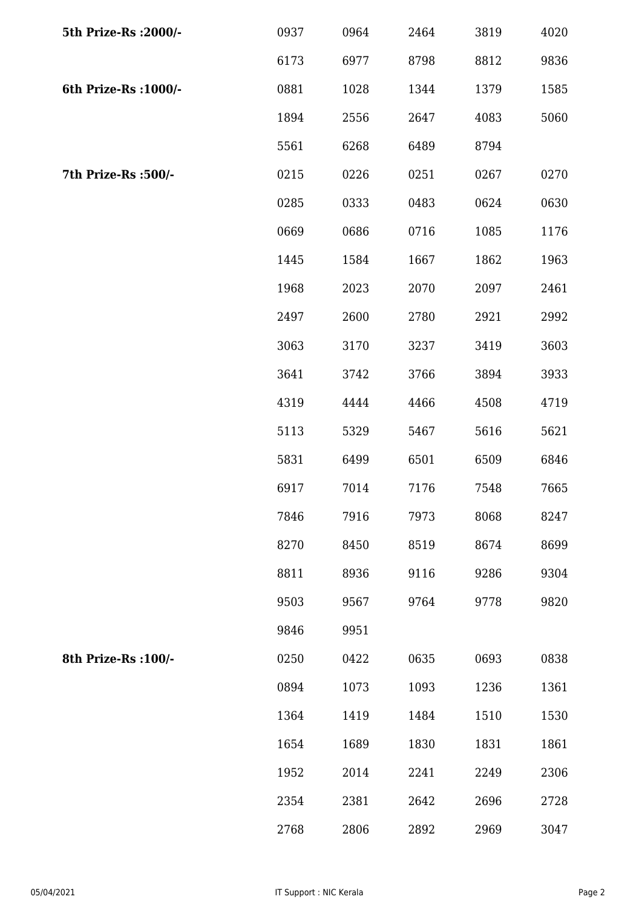| | | | | | |
|---|---|---|---|---|---|
| **5th Prize-Rs :2000/-** | 0937 | 0964 | 2464 | 3819 | 4020 |
| | 6173 | 6977 | 8798 | 8812 | 9836 |
| **6th Prize-Rs :1000/-** | 0881 | 1028 | 1344 | 1379 | 1585 |
| | 1894 | 2556 | 2647 | 4083 | 5060 |
| | 5561 | 6268 | 6489 | 8794 | |
| **7th Prize-Rs :500/-** | 0215 | 0226 | 0251 | 0267 | 0270 |
| | 0285 | 0333 | 0483 | 0624 | 0630 |
| | 0669 | 0686 | 0716 | 1085 | 1176 |
| | 1445 | 1584 | 1667 | 1862 | 1963 |
| | 1968 | 2023 | 2070 | 2097 | 2461 |
| | 2497 | 2600 | 2780 | 2921 | 2992 |
| | 3063 | 3170 | 3237 | 3419 | 3603 |
| | 3641 | 3742 | 3766 | 3894 | 3933 |
| | 4319 | 4444 | 4466 | 4508 | 4719 |
| | 5113 | 5329 | 5467 | 5616 | 5621 |
| | 5831 | 6499 | 6501 | 6509 | 6846 |
| | 6917 | 7014 | 7176 | 7548 | 7665 |
| | 7846 | 7916 | 7973 | 8068 | 8247 |
| | 8270 | 8450 | 8519 | 8674 | 8699 |
| | 8811 | 8936 | 9116 | 9286 | 9304 |
| | 9503 | 9567 | 9764 | 9778 | 9820 |
| | 9846 | 9951 | | | |
| **8th Prize-Rs :100/-** | 0250 | 0422 | 0635 | 0693 | 0838 |
| | 0894 | 1073 | 1093 | 1236 | 1361 |
| | 1364 | 1419 | 1484 | 1510 | 1530 |
| | 1654 | 1689 | 1830 | 1831 | 1861 |
| | 1952 | 2014 | 2241 | 2249 | 2306 |
| | 2354 | 2381 | 2642 | 2696 | 2728 |
| | 2768 | 2806 | 2892 | 2969 | 3047 |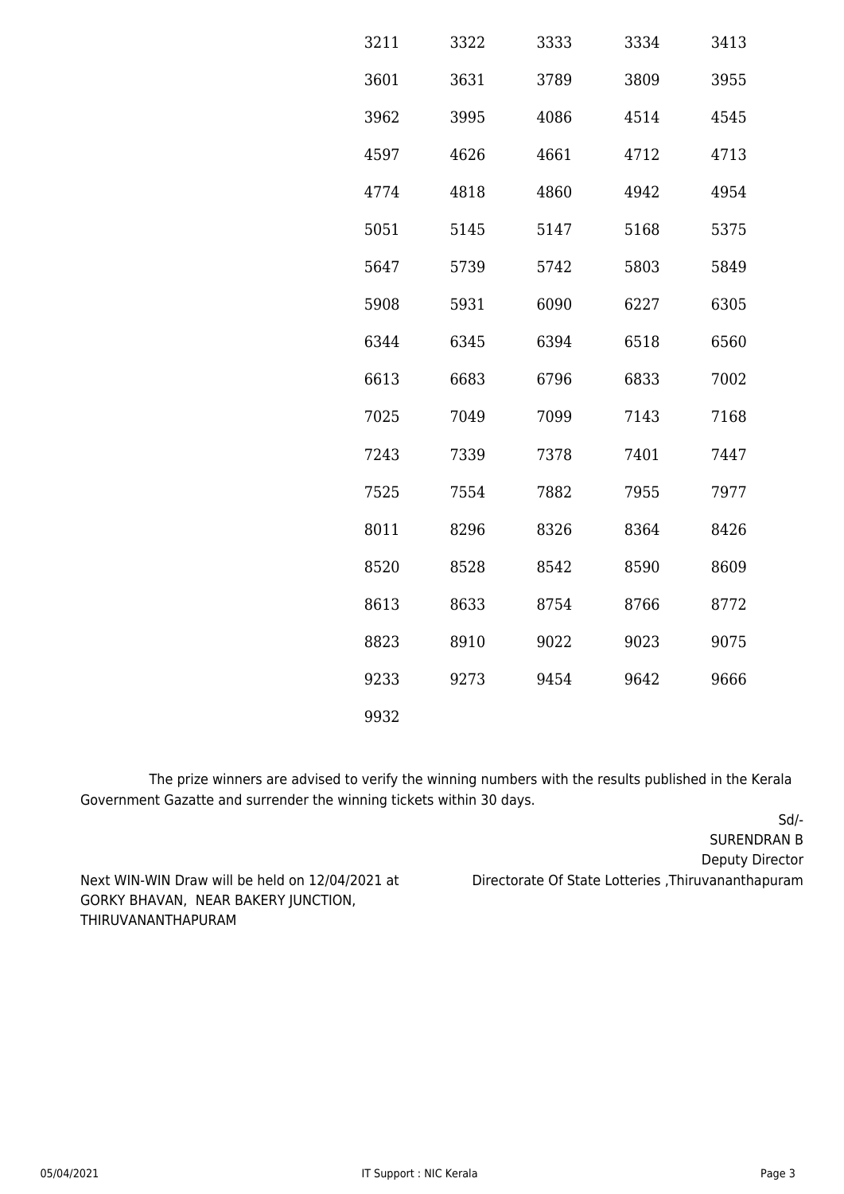| | | | | |
|---|---|---|---|---|
| 3211 | 3322 | 3333 | 3334 | 3413 |
| 3601 | 3631 | 3789 | 3809 | 3955 |
| 3962 | 3995 | 4086 | 4514 | 4545 |
| 4597 | 4626 | 4661 | 4712 | 4713 |
| 4774 | 4818 | 4860 | 4942 | 4954 |
| 5051 | 5145 | 5147 | 5168 | 5375 |
| 5647 | 5739 | 5742 | 5803 | 5849 |
| 5908 | 5931 | 6090 | 6227 | 6305 |
| 6344 | 6345 | 6394 | 6518 | 6560 |
| 6613 | 6683 | 6796 | 6833 | 7002 |
| 7025 | 7049 | 7099 | 7143 | 7168 |
| 7243 | 7339 | 7378 | 7401 | 7447 |
| 7525 | 7554 | 7882 | 7955 | 7977 |
| 8011 | 8296 | 8326 | 8364 | 8426 |
| 8520 | 8528 | 8542 | 8590 | 8609 |
| 8613 | 8633 | 8754 | 8766 | 8772 |
| 8823 | 8910 | 9022 | 9023 | 9075 |
| 9233 | 9273 | 9454 | 9642 | 9666 |
| 9932 | | | | |

The prize winners are advised to verify the winning numbers with the results published in the Kerala Government Gazatte and surrender the winning tickets within 30 days.

Sd/-
SURENDRAN B
Deputy Director
Directorate Of State Lotteries ,Thiruvananthapuram

Next WIN-WIN Draw will be held on 12/04/2021 at GORKY BHAVAN, NEAR BAKERY JUNCTION, THIRUVANANTHAPURAM